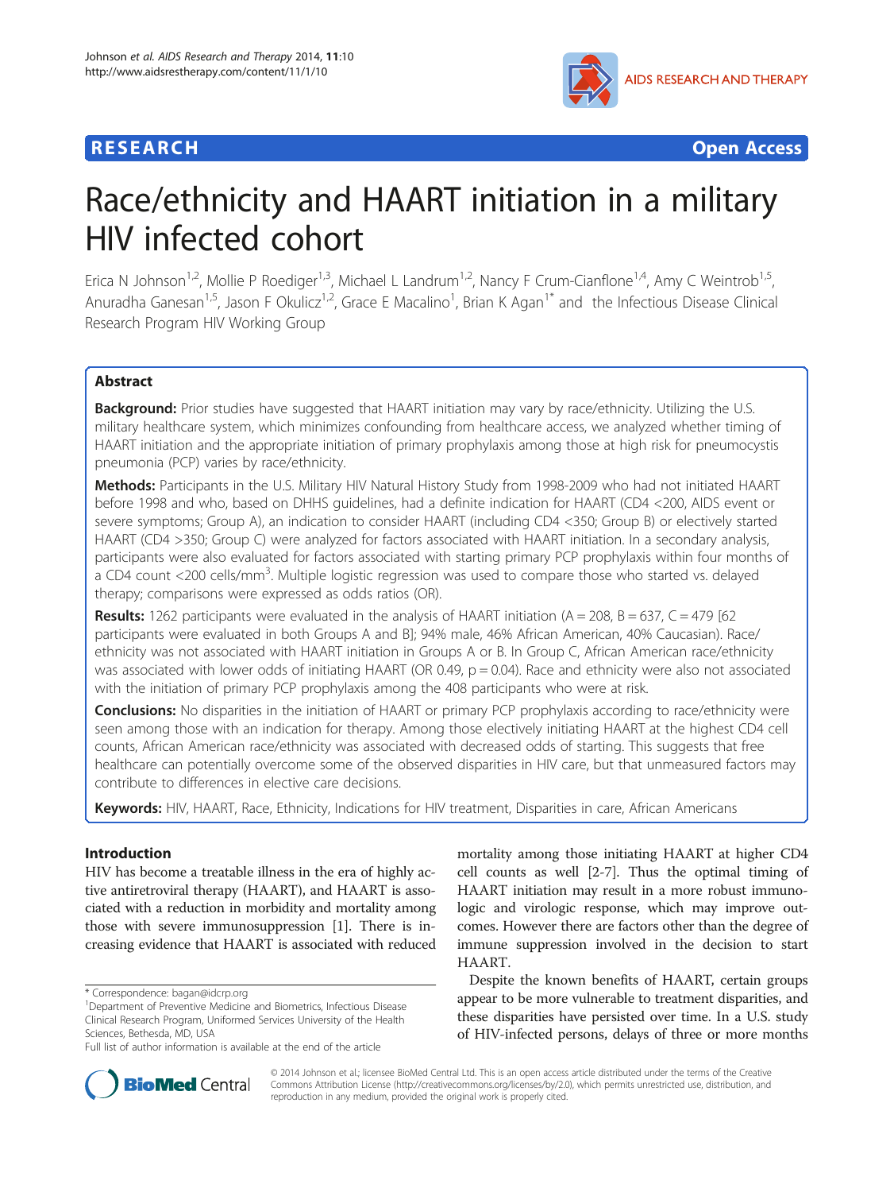**RESEARCH** **Open Access**

# Race/ethnicity and HAART initiation in a military HIV infected cohort

Erica N Johnson[1,2], Mollie P Roediger[1,3], Michael L Landrum[1,2], Nancy F Crum-Cianflone[1,4], Amy C Weintrob[1,5], Anuradha Ganesan[1,5], Jason F Okulicz[1,2], Grace E Macalino[1], Brian K Agan[1*] and the Infectious Disease Clinical Research Program HIV Working Group

## Abstract

**Background:** Prior studies have suggested that HAART initiation may vary by race/ethnicity. Utilizing the U.S. military healthcare system, which minimizes confounding from healthcare access, we analyzed whether timing of HAART initiation and the appropriate initiation of primary prophylaxis among those at high risk for pneumocystis pneumonia (PCP) varies by race/ethnicity.

**Methods:** Participants in the U.S. Military HIV Natural History Study from 1998-2009 who had not initiated HAART before 1998 and who, based on DHHS guidelines, had a definite indication for HAART (CD4 <200, AIDS event or severe symptoms; Group A), an indication to consider HAART (including CD4 <350; Group B) or electively started HAART (CD4 >350; Group C) were analyzed for factors associated with HAART initiation. In a secondary analysis, participants were also evaluated for factors associated with starting primary PCP prophylaxis within four months of a CD4 count <200 cells/mm$^3$. Multiple logistic regression was used to compare those who started vs. delayed therapy; comparisons were expressed as odds ratios (OR).

**Results:** 1262 participants were evaluated in the analysis of HAART initiation (A = 208, B = 637, C = 479 [62 participants were evaluated in both Groups A and B]; 94% male, 46% African American, 40% Caucasian). Race/ethnicity was not associated with HAART initiation in Groups A or B. In Group C, African American race/ethnicity was associated with lower odds of initiating HAART (OR 0.49, p = 0.04). Race and ethnicity were also not associated with the initiation of primary PCP prophylaxis among the 408 participants who were at risk.

**Conclusions:** No disparities in the initiation of HAART or primary PCP prophylaxis according to race/ethnicity were seen among those with an indication for therapy. Among those electively initiating HAART at the highest CD4 cell counts, African American race/ethnicity was associated with decreased odds of starting. This suggests that free healthcare can potentially overcome some of the observed disparities in HIV care, but that unmeasured factors may contribute to differences in elective care decisions.

**Keywords:** HIV, HAART, Race, Ethnicity, Indications for HIV treatment, Disparities in care, African Americans

## Introduction

HIV has become a treatable illness in the era of highly active antiretroviral therapy (HAART), and HAART is associated with a reduction in morbidity and mortality among those with severe immunosuppression [1]. There is increasing evidence that HAART is associated with reduced mortality among those initiating HAART at higher CD4 cell counts as well [2-7]. Thus the optimal timing of HAART initiation may result in a more robust immunologic and virologic response, which may improve outcomes. However there are factors other than the degree of immune suppression involved in the decision to start HAART.

Despite the known benefits of HAART, certain groups appear to be more vulnerable to treatment disparities, and these disparities have persisted over time. In a U.S. study of HIV-infected persons, delays of three or more months

\* Correspondence: bagan@idcrp.org
[1]Department of Preventive Medicine and Biometrics, Infectious Disease Clinical Research Program, Uniformed Services University of the Health Sciences, Bethesda, MD, USA
Full list of author information is available at the end of the article

© 2014 Johnson et al.; licensee BioMed Central Ltd. This is an open access article distributed under the terms of the Creative Commons Attribution License (http://creativecommons.org/licenses/by/2.0), which permits unrestricted use, distribution, and reproduction in any medium, provided the original work is properly cited.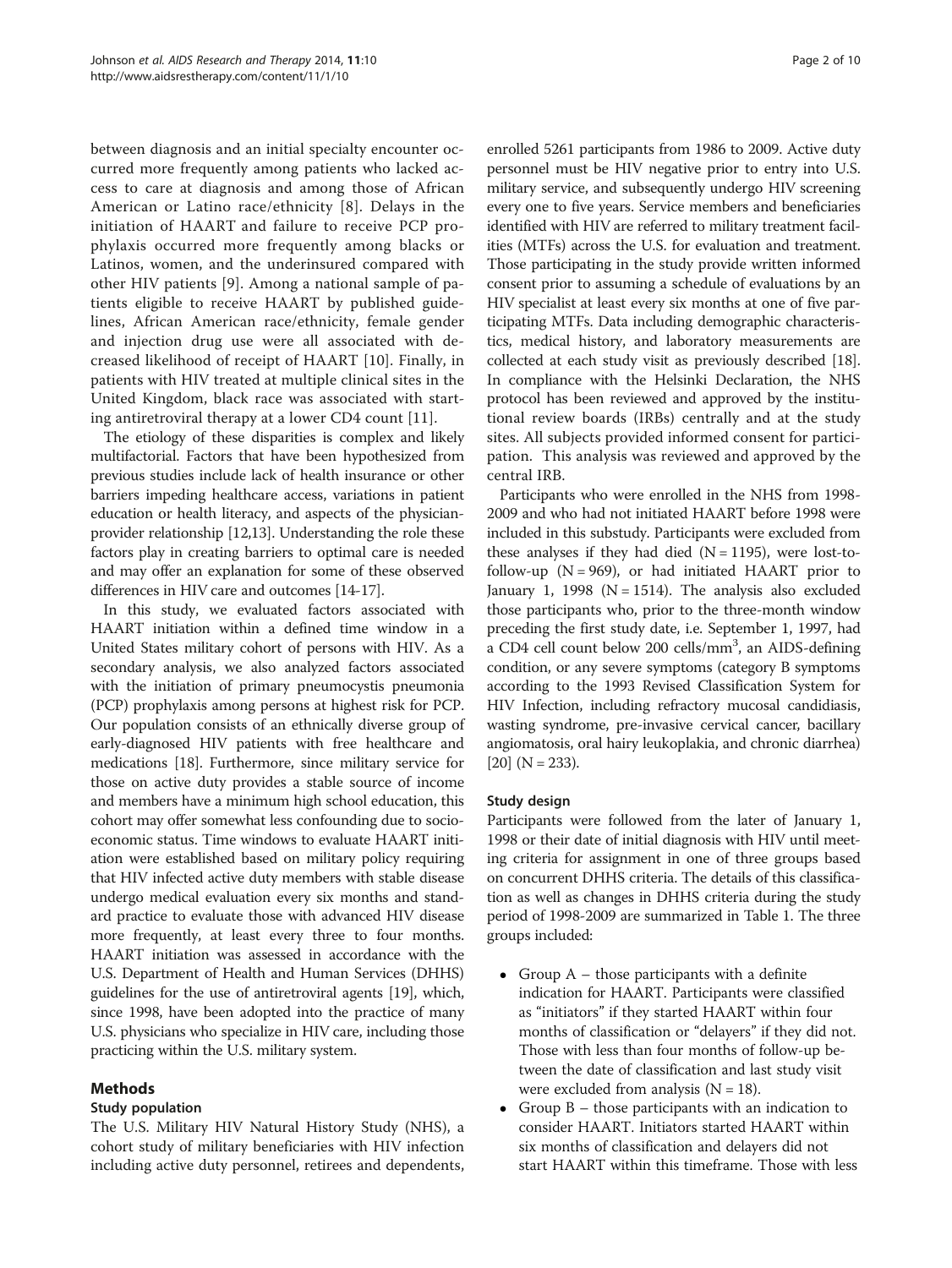between diagnosis and an initial specialty encounter occurred more frequently among patients who lacked access to care at diagnosis and among those of African American or Latino race/ethnicity [8]. Delays in the initiation of HAART and failure to receive PCP prophylaxis occurred more frequently among blacks or Latinos, women, and the underinsured compared with other HIV patients [9]. Among a national sample of patients eligible to receive HAART by published guidelines, African American race/ethnicity, female gender and injection drug use were all associated with decreased likelihood of receipt of HAART [10]. Finally, in patients with HIV treated at multiple clinical sites in the United Kingdom, black race was associated with starting antiretroviral therapy at a lower CD4 count [11].

The etiology of these disparities is complex and likely multifactorial. Factors that have been hypothesized from previous studies include lack of health insurance or other barriers impeding healthcare access, variations in patient education or health literacy, and aspects of the physician-provider relationship [12,13]. Understanding the role these factors play in creating barriers to optimal care is needed and may offer an explanation for some of these observed differences in HIV care and outcomes [14-17].

In this study, we evaluated factors associated with HAART initiation within a defined time window in a United States military cohort of persons with HIV. As a secondary analysis, we also analyzed factors associated with the initiation of primary pneumocystis pneumonia (PCP) prophylaxis among persons at highest risk for PCP. Our population consists of an ethnically diverse group of early-diagnosed HIV patients with free healthcare and medications [18]. Furthermore, since military service for those on active duty provides a stable source of income and members have a minimum high school education, this cohort may offer somewhat less confounding due to socioeconomic status. Time windows to evaluate HAART initiation were established based on military policy requiring that HIV infected active duty members with stable disease undergo medical evaluation every six months and standard practice to evaluate those with advanced HIV disease more frequently, at least every three to four months. HAART initiation was assessed in accordance with the U.S. Department of Health and Human Services (DHHS) guidelines for the use of antiretroviral agents [19], which, since 1998, have been adopted into the practice of many U.S. physicians who specialize in HIV care, including those practicing within the U.S. military system.

## Methods

### Study population

The U.S. Military HIV Natural History Study (NHS), a cohort study of military beneficiaries with HIV infection including active duty personnel, retirees and dependents, enrolled 5261 participants from 1986 to 2009. Active duty personnel must be HIV negative prior to entry into U.S. military service, and subsequently undergo HIV screening every one to five years. Service members and beneficiaries identified with HIV are referred to military treatment facilities (MTFs) across the U.S. for evaluation and treatment. Those participating in the study provide written informed consent prior to assuming a schedule of evaluations by an HIV specialist at least every six months at one of five participating MTFs. Data including demographic characteristics, medical history, and laboratory measurements are collected at each study visit as previously described [18]. In compliance with the Helsinki Declaration, the NHS protocol has been reviewed and approved by the institutional review boards (IRBs) centrally and at the study sites. All subjects provided informed consent for participation. This analysis was reviewed and approved by the central IRB.

Participants who were enrolled in the NHS from 1998-2009 and who had not initiated HAART before 1998 were included in this substudy. Participants were excluded from these analyses if they had died (N = 1195), were lost-to-follow-up (N = 969), or had initiated HAART prior to January 1, 1998 (N = 1514). The analysis also excluded those participants who, prior to the three-month window preceding the first study date, i.e. September 1, 1997, had a CD4 cell count below 200 cells/mm$^3$, an AIDS-defining condition, or any severe symptoms (category B symptoms according to the 1993 Revised Classification System for HIV Infection, including refractory mucosal candidiasis, wasting syndrome, pre-invasive cervical cancer, bacillary angiomatosis, oral hairy leukoplakia, and chronic diarrhea) [20] (N = 233).

### Study design

Participants were followed from the later of January 1, 1998 or their date of initial diagnosis with HIV until meeting criteria for assignment in one of three groups based on concurrent DHHS criteria. The details of this classification as well as changes in DHHS criteria during the study period of 1998-2009 are summarized in Table 1. The three groups included:

- Group A – those participants with a definite indication for HAART. Participants were classified as "initiators" if they started HAART within four months of classification or "delayers" if they did not. Those with less than four months of follow-up between the date of classification and last study visit were excluded from analysis (N = 18).
- Group B – those participants with an indication to consider HAART. Initiators started HAART within six months of classification and delayers did not start HAART within this timeframe. Those with less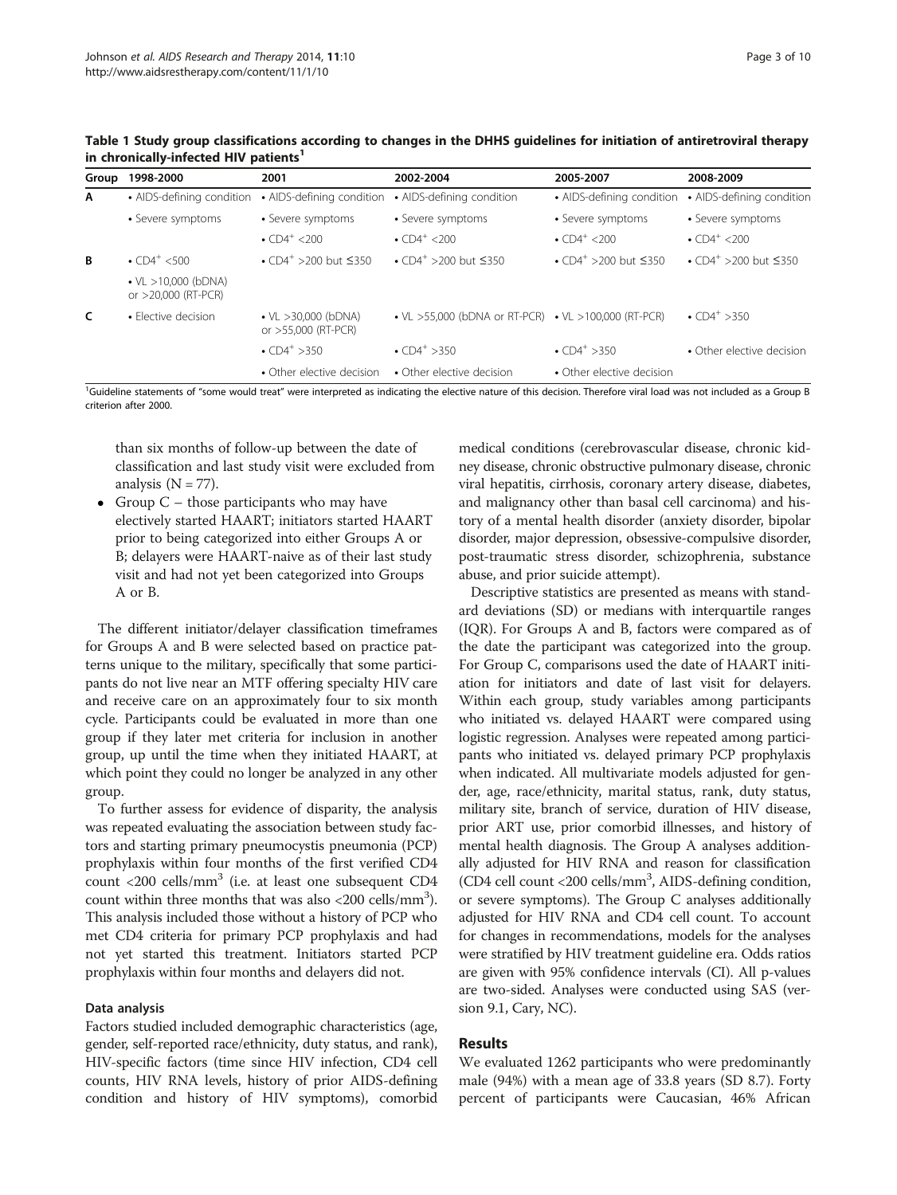**Table 1 Study group classifications according to changes in the DHHS guidelines for initiation of antiretroviral therapy in chronically-infected HIV patients[1]**

| Group | 1998-2000 | 2001 | 2002-2004 | 2005-2007 | 2008-2009 |
|---|---|---|---|---|---|
| A | • AIDS-defining condition | • AIDS-defining condition | • AIDS-defining condition | • AIDS-defining condition | • AIDS-defining condition |
| | • Severe symptoms | • Severe symptoms | • Severe symptoms | • Severe symptoms | • Severe symptoms |
| | | • $CD4^+$ <200 | • $CD4^+$ <200 | • $CD4^+$ <200 | • $CD4^+$ <200 |
| B | • $CD4^+$ <500 | • $CD4^+$ >200 but ≤350 | • $CD4^+$ >200 but ≤350 | • $CD4^+$ >200 but ≤350 | • $CD4^+$ >200 but ≤350 |
| | • VL >10,000 (bDNA) or >20,000 (RT-PCR) | | | | |
| C | • Elective decision | • VL >30,000 (bDNA) or >55,000 (RT-PCR) | • VL >55,000 (bDNA or RT-PCR) | • VL >100,000 (RT-PCR) | • $CD4^+$ >350 |
| | | • $CD4^+$ >350 | • $CD4^+$ >350 | • $CD4^+$ >350 | • Other elective decision |
| | | • Other elective decision | • Other elective decision | • Other elective decision | |

[1]Guideline statements of "some would treat" were interpreted as indicating the elective nature of this decision. Therefore viral load was not included as a Group B criterion after 2000.

than six months of follow-up between the date of classification and last study visit were excluded from analysis (N = 77).

- Group C – those participants who may have electively started HAART; initiators started HAART prior to being categorized into either Groups A or B; delayers were HAART-naive as of their last study visit and had not yet been categorized into Groups A or B.

The different initiator/delayer classification timeframes for Groups A and B were selected based on practice patterns unique to the military, specifically that some participants do not live near an MTF offering specialty HIV care and receive care on an approximately four to six month cycle. Participants could be evaluated in more than one group if they later met criteria for inclusion in another group, up until the time when they initiated HAART, at which point they could no longer be analyzed in any other group.

To further assess for evidence of disparity, the analysis was repeated evaluating the association between study factors and starting primary pneumocystis pneumonia (PCP) prophylaxis within four months of the first verified CD4 count <200 cells/mm$^3$ (i.e. at least one subsequent CD4 count within three months that was also <200 cells/mm$^3$). This analysis included those without a history of PCP who met CD4 criteria for primary PCP prophylaxis and had not yet started this treatment. Initiators started PCP prophylaxis within four months and delayers did not.

### Data analysis

Factors studied included demographic characteristics (age, gender, self-reported race/ethnicity, duty status, and rank), HIV-specific factors (time since HIV infection, CD4 cell counts, HIV RNA levels, history of prior AIDS-defining condition and history of HIV symptoms), comorbid medical conditions (cerebrovascular disease, chronic kidney disease, chronic obstructive pulmonary disease, chronic viral hepatitis, cirrhosis, coronary artery disease, diabetes, and malignancy other than basal cell carcinoma) and history of a mental health disorder (anxiety disorder, bipolar disorder, major depression, obsessive-compulsive disorder, post-traumatic stress disorder, schizophrenia, substance abuse, and prior suicide attempt).

Descriptive statistics are presented as means with standard deviations (SD) or medians with interquartile ranges (IQR). For Groups A and B, factors were compared as of the date the participant was categorized into the group. For Group C, comparisons used the date of HAART initiation for initiators and date of last visit for delayers. Within each group, study variables among participants who initiated vs. delayed HAART were compared using logistic regression. Analyses were repeated among participants who initiated vs. delayed primary PCP prophylaxis when indicated. All multivariate models adjusted for gender, age, race/ethnicity, marital status, rank, duty status, military site, branch of service, duration of HIV disease, prior ART use, prior comorbid illnesses, and history of mental health diagnosis. The Group A analyses additionally adjusted for HIV RNA and reason for classification (CD4 cell count <200 cells/mm$^3$, AIDS-defining condition, or severe symptoms). The Group C analyses additionally adjusted for HIV RNA and CD4 cell count. To account for changes in recommendations, models for the analyses were stratified by HIV treatment guideline era. Odds ratios are given with 95% confidence intervals (CI). All p-values are two-sided. Analyses were conducted using SAS (version 9.1, Cary, NC).

## Results

We evaluated 1262 participants who were predominantly male (94%) with a mean age of 33.8 years (SD 8.7). Forty percent of participants were Caucasian, 46% African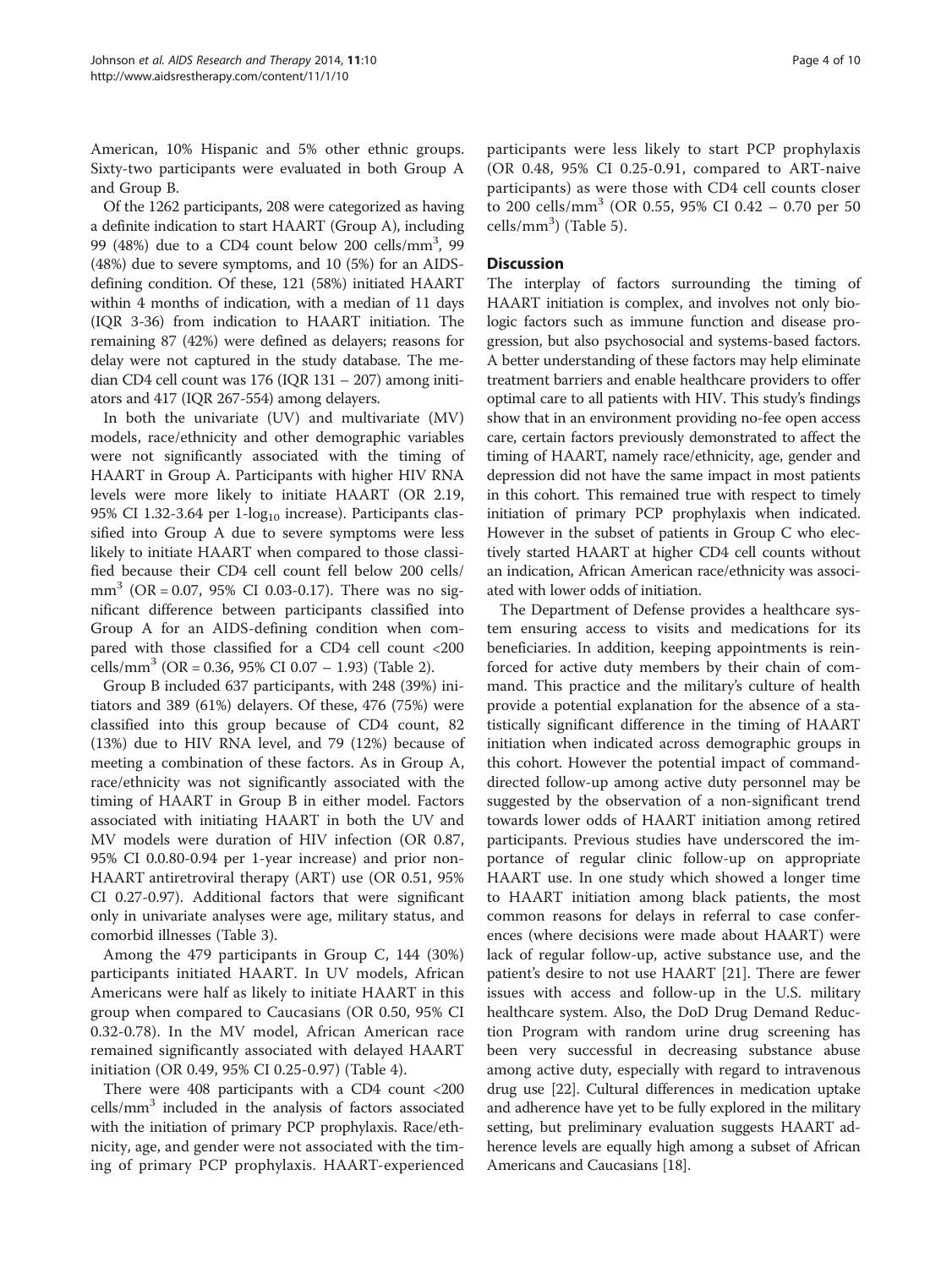American, 10% Hispanic and 5% other ethnic groups. Sixty-two participants were evaluated in both Group A and Group B.

Of the 1262 participants, 208 were categorized as having a definite indication to start HAART (Group A), including 99 (48%) due to a CD4 count below 200 cells/mm$^3$, 99 (48%) due to severe symptoms, and 10 (5%) for an AIDS-defining condition. Of these, 121 (58%) initiated HAART within 4 months of indication, with a median of 11 days (IQR 3-36) from indication to HAART initiation. The remaining 87 (42%) were defined as delayers; reasons for delay were not captured in the study database. The median CD4 cell count was 176 (IQR 131 – 207) among initiators and 417 (IQR 267-554) among delayers.

In both the univariate (UV) and multivariate (MV) models, race/ethnicity and other demographic variables were not significantly associated with the timing of HAART in Group A. Participants with higher HIV RNA levels were more likely to initiate HAART (OR 2.19, 95% CI 1.32-3.64 per 1-$\log_{10}$ increase). Participants classified into Group A due to severe symptoms were less likely to initiate HAART when compared to those classified because their CD4 cell count fell below 200 cells/mm$^3$ (OR = 0.07, 95% CI 0.03-0.17). There was no significant difference between participants classified into Group A for an AIDS-defining condition when compared with those classified for a CD4 cell count <200 cells/mm$^3$ (OR = 0.36, 95% CI 0.07 – 1.93) (Table 2).

Group B included 637 participants, with 248 (39%) initiators and 389 (61%) delayers. Of these, 476 (75%) were classified into this group because of CD4 count, 82 (13%) due to HIV RNA level, and 79 (12%) because of meeting a combination of these factors. As in Group A, race/ethnicity was not significantly associated with the timing of HAART in Group B in either model. Factors associated with initiating HAART in both the UV and MV models were duration of HIV infection (OR 0.87, 95% CI 0.0.80-0.94 per 1-year increase) and prior non-HAART antiretroviral therapy (ART) use (OR 0.51, 95% CI 0.27-0.97). Additional factors that were significant only in univariate analyses were age, military status, and comorbid illnesses (Table 3).

Among the 479 participants in Group C, 144 (30%) participants initiated HAART. In UV models, African Americans were half as likely to initiate HAART in this group when compared to Caucasians (OR 0.50, 95% CI 0.32-0.78). In the MV model, African American race remained significantly associated with delayed HAART initiation (OR 0.49, 95% CI 0.25-0.97) (Table 4).

There were 408 participants with a CD4 count <200 cells/mm$^3$ included in the analysis of factors associated with the initiation of primary PCP prophylaxis. Race/ethnicity, age, and gender were not associated with the timing of primary PCP prophylaxis. HAART-experienced participants were less likely to start PCP prophylaxis (OR 0.48, 95% CI 0.25-0.91, compared to ART-naive participants) as were those with CD4 cell counts closer to 200 cells/mm$^3$ (OR 0.55, 95% CI 0.42 – 0.70 per 50 cells/mm$^3$) (Table 5).

## Discussion

The interplay of factors surrounding the timing of HAART initiation is complex, and involves not only biologic factors such as immune function and disease progression, but also psychosocial and systems-based factors. A better understanding of these factors may help eliminate treatment barriers and enable healthcare providers to offer optimal care to all patients with HIV. This study's findings show that in an environment providing no-fee open access care, certain factors previously demonstrated to affect the timing of HAART, namely race/ethnicity, age, gender and depression did not have the same impact in most patients in this cohort. This remained true with respect to timely initiation of primary PCP prophylaxis when indicated. However in the subset of patients in Group C who electively started HAART at higher CD4 cell counts without an indication, African American race/ethnicity was associated with lower odds of initiation.

The Department of Defense provides a healthcare system ensuring access to visits and medications for its beneficiaries. In addition, keeping appointments is reinforced for active duty members by their chain of command. This practice and the military's culture of health provide a potential explanation for the absence of a statistically significant difference in the timing of HAART initiation when indicated across demographic groups in this cohort. However the potential impact of command-directed follow-up among active duty personnel may be suggested by the observation of a non-significant trend towards lower odds of HAART initiation among retired participants. Previous studies have underscored the importance of regular clinic follow-up on appropriate HAART use. In one study which showed a longer time to HAART initiation among black patients, the most common reasons for delays in referral to case conferences (where decisions were made about HAART) were lack of regular follow-up, active substance use, and the patient's desire to not use HAART [21]. There are fewer issues with access and follow-up in the U.S. military healthcare system. Also, the DoD Drug Demand Reduction Program with random urine drug screening has been very successful in decreasing substance abuse among active duty, especially with regard to intravenous drug use [22]. Cultural differences in medication uptake and adherence have yet to be fully explored in the military setting, but preliminary evaluation suggests HAART adherence levels are equally high among a subset of African Americans and Caucasians [18].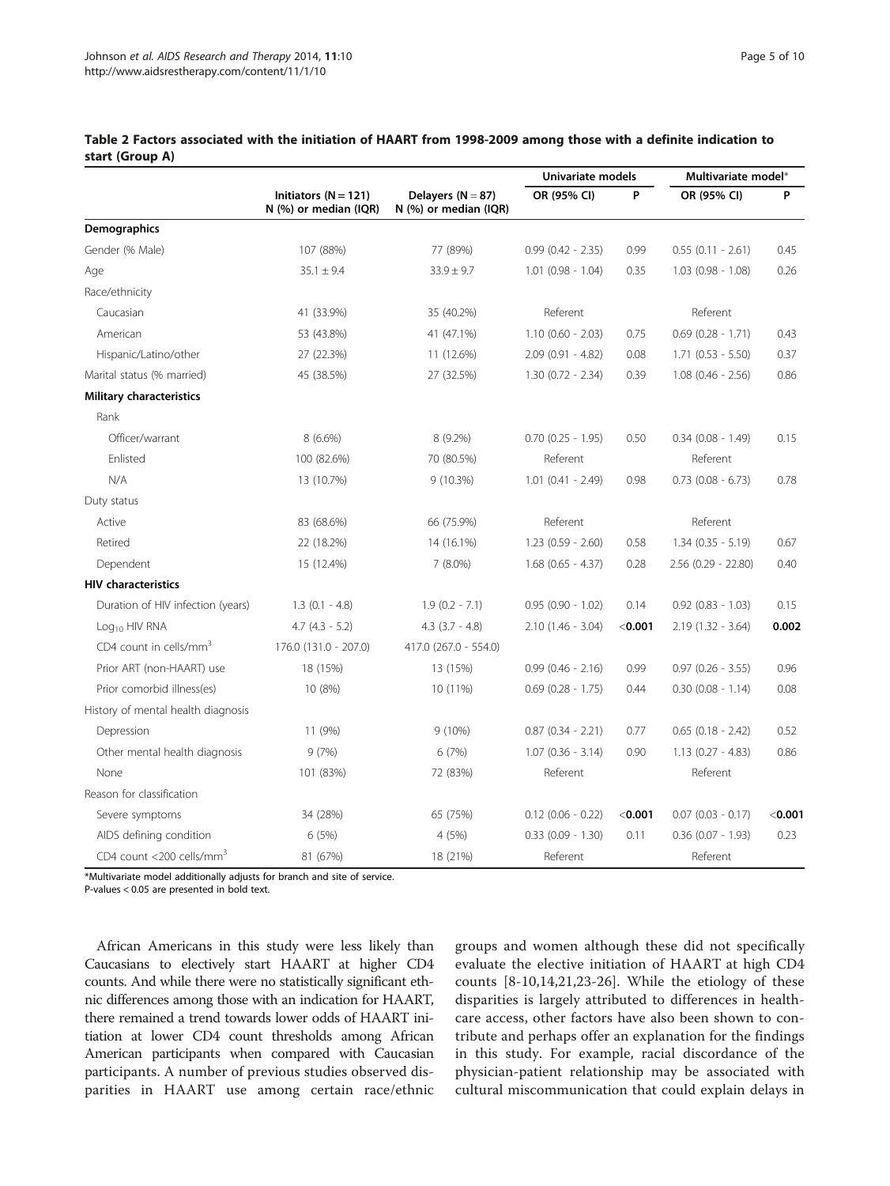**Table 2 Factors associated with the initiation of HAART from 1998-2009 among those with a definite indication to start (Group A)**

| | Initiators (N = 121) N (%) or median (IQR) | Delayers (N = 87) N (%) or median (IQR) | Univariate models OR (95% CI) | P | Multivariate model* OR (95% CI) | P |
|---|---|---|---|---|---|---|
| **Demographics** | | | | | | |
| Gender (% Male) | 107 (88%) | 77 (89%) | 0.99 (0.42 - 2.35) | 0.99 | 0.55 (0.11 - 2.61) | 0.45 |
| Age | 35.1 ± 9.4 | 33.9 ± 9.7 | 1.01 (0.98 - 1.04) | 0.35 | 1.03 (0.98 - 1.08) | 0.26 |
| Race/ethnicity | | | | | | |
| Caucasian | 41 (33.9%) | 35 (40.2%) | Referent | | Referent | |
| American | 53 (43.8%) | 41 (47.1%) | 1.10 (0.60 - 2.03) | 0.75 | 0.69 (0.28 - 1.71) | 0.43 |
| Hispanic/Latino/other | 27 (22.3%) | 11 (12.6%) | 2.09 (0.91 - 4.82) | 0.08 | 1.71 (0.53 - 5.50) | 0.37 |
| Marital status (% married) | 45 (38.5%) | 27 (32.5%) | 1.30 (0.72 - 2.34) | 0.39 | 1.08 (0.46 - 2.56) | 0.86 |
| **Military characteristics** | | | | | | |
| Rank | | | | | | |
| Officer/warrant | 8 (6.6%) | 8 (9.2%) | 0.70 (0.25 - 1.95) | 0.50 | 0.34 (0.08 - 1.49) | 0.15 |
| Enlisted | 100 (82.6%) | 70 (80.5%) | Referent | | Referent | |
| N/A | 13 (10.7%) | 9 (10.3%) | 1.01 (0.41 - 2.49) | 0.98 | 0.73 (0.08 - 6.73) | 0.78 |
| Duty status | | | | | | |
| Active | 83 (68.6%) | 66 (75.9%) | Referent | | Referent | |
| Retired | 22 (18.2%) | 14 (16.1%) | 1.23 (0.59 - 2.60) | 0.58 | 1.34 (0.35 - 5.19) | 0.67 |
| Dependent | 15 (12.4%) | 7 (8.0%) | 1.68 (0.65 - 4.37) | 0.28 | 2.56 (0.29 - 22.80) | 0.40 |
| **HIV characteristics** | | | | | | |
| Duration of HIV infection (years) | 1.3 (0.1 - 4.8) | 1.9 (0.2 - 7.1) | 0.95 (0.90 - 1.02) | 0.14 | 0.92 (0.83 - 1.03) | 0.15 |
| $Log_{10}$ HIV RNA | 4.7 (4.3 - 5.2) | 4.3 (3.7 - 4.8) | 2.10 (1.46 - 3.04) | **<0.001** | 2.19 (1.32 - 3.64) | **0.002** |
| CD4 count in cells/mm$^3$ | 176.0 (131.0 - 207.0) | 417.0 (267.0 - 554.0) | | | | |
| Prior ART (non-HAART) use | 18 (15%) | 13 (15%) | 0.99 (0.46 - 2.16) | 0.99 | 0.97 (0.26 - 3.55) | 0.96 |
| Prior comorbid illness(es) | 10 (8%) | 10 (11%) | 0.69 (0.28 - 1.75) | 0.44 | 0.30 (0.08 - 1.14) | 0.08 |
| History of mental health diagnosis | | | | | | |
| Depression | 11 (9%) | 9 (10%) | 0.87 (0.34 - 2.21) | 0.77 | 0.65 (0.18 - 2.42) | 0.52 |
| Other mental health diagnosis | 9 (7%) | 6 (7%) | 1.07 (0.36 - 3.14) | 0.90 | 1.13 (0.27 - 4.83) | 0.86 |
| None | 101 (83%) | 72 (83%) | Referent | | Referent | |
| Reason for classification | | | | | | |
| Severe symptoms | 34 (28%) | 65 (75%) | 0.12 (0.06 - 0.22) | **<0.001** | 0.07 (0.03 - 0.17) | **<0.001** |
| AIDS defining condition | 6 (5%) | 4 (5%) | 0.33 (0.09 - 1.30) | 0.11 | 0.36 (0.07 - 1.93) | 0.23 |
| CD4 count <200 cells/mm$^3$ | 81 (67%) | 18 (21%) | Referent | | Referent | |

*Multivariate model additionally adjusts for branch and site of service.
P-values < 0.05 are presented in bold text.

African Americans in this study were less likely than Caucasians to electively start HAART at higher CD4 counts. And while there were no statistically significant ethnic differences among those with an indication for HAART, there remained a trend towards lower odds of HAART initiation at lower CD4 count thresholds among African American participants when compared with Caucasian participants. A number of previous studies observed disparities in HAART use among certain race/ethnic groups and women although these did not specifically evaluate the elective initiation of HAART at high CD4 counts [8-10,14,21,23-26]. While the etiology of these disparities is largely attributed to differences in healthcare access, other factors have also been shown to contribute and perhaps offer an explanation for the findings in this study. For example, racial discordance of the physician-patient relationship may be associated with cultural miscommunication that could explain delays in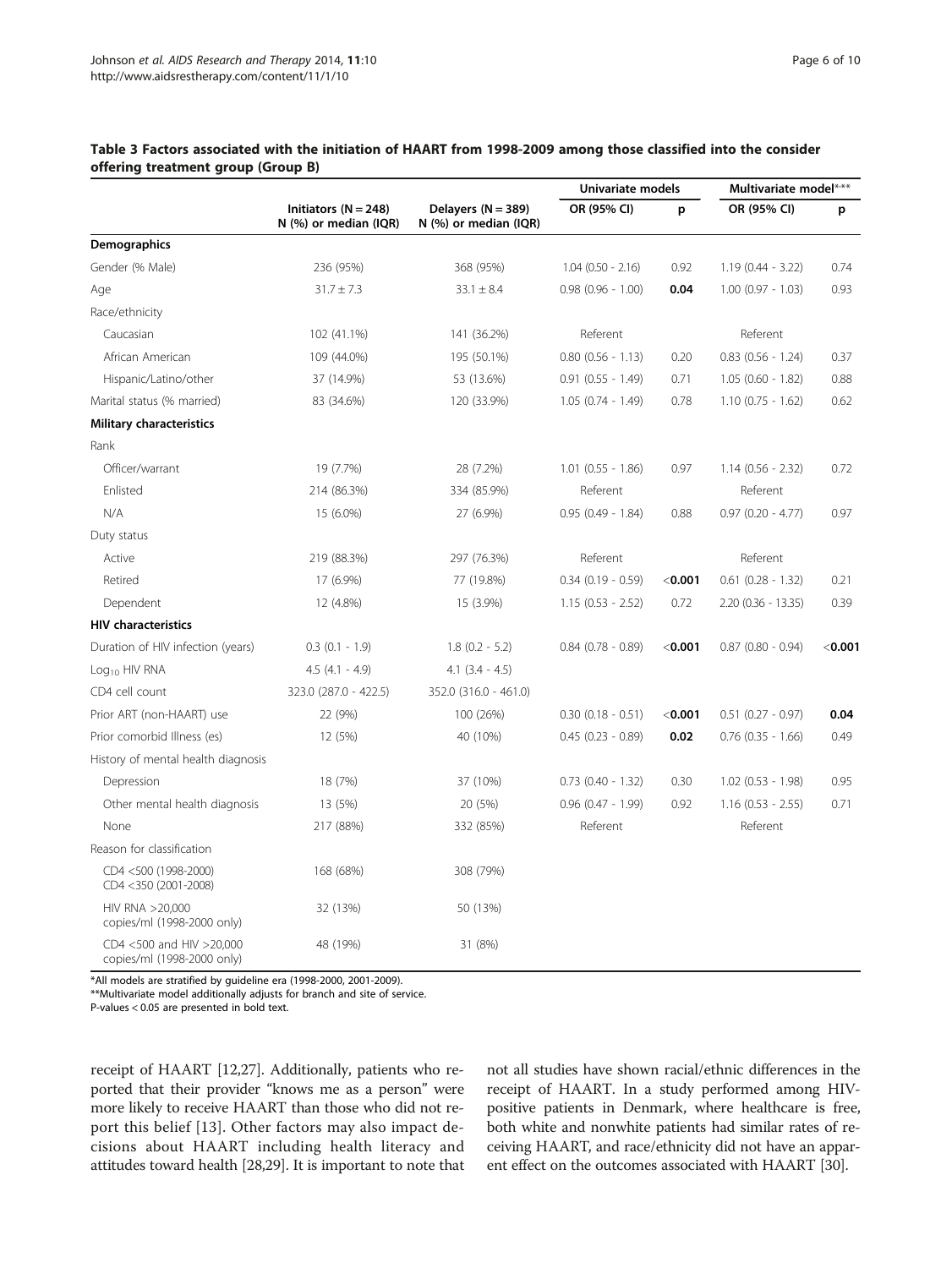**Table 3 Factors associated with the initiation of HAART from 1998-2009 among those classified into the consider offering treatment group (Group B)**

| | Initiators (N = 248) N (%) or median (IQR) | Delayers (N = 389) N (%) or median (IQR) | Univariate models | | Multivariate model*** | |
|---|---|---|---|---|---|---|
| | | | OR (95% CI) | p | OR (95% CI) | p |
| **Demographics** | | | | | | |
| Gender (% Male) | 236 (95%) | 368 (95%) | 1.04 (0.50 - 2.16) | 0.92 | 1.19 (0.44 - 3.22) | 0.74 |
| Age | 31.7 ± 7.3 | 33.1 ± 8.4 | 0.98 (0.96 - 1.00) | **0.04** | 1.00 (0.97 - 1.03) | 0.93 |
| Race/ethnicity | | | | | | |
| Caucasian | 102 (41.1%) | 141 (36.2%) | Referent | | Referent | |
| African American | 109 (44.0%) | 195 (50.1%) | 0.80 (0.56 - 1.13) | 0.20 | 0.83 (0.56 - 1.24) | 0.37 |
| Hispanic/Latino/other | 37 (14.9%) | 53 (13.6%) | 0.91 (0.55 - 1.49) | 0.71 | 1.05 (0.60 - 1.82) | 0.88 |
| Marital status (% married) | 83 (34.6%) | 120 (33.9%) | 1.05 (0.74 - 1.49) | 0.78 | 1.10 (0.75 - 1.62) | 0.62 |
| **Military characteristics** | | | | | | |
| Rank | | | | | | |
| Officer/warrant | 19 (7.7%) | 28 (7.2%) | 1.01 (0.55 - 1.86) | 0.97 | 1.14 (0.56 - 2.32) | 0.72 |
| Enlisted | 214 (86.3%) | 334 (85.9%) | Referent | | Referent | |
| N/A | 15 (6.0%) | 27 (6.9%) | 0.95 (0.49 - 1.84) | 0.88 | 0.97 (0.20 - 4.77) | 0.97 |
| Duty status | | | | | | |
| Active | 219 (88.3%) | 297 (76.3%) | Referent | | Referent | |
| Retired | 17 (6.9%) | 77 (19.8%) | 0.34 (0.19 - 0.59) | <**0.001** | 0.61 (0.28 - 1.32) | 0.21 |
| Dependent | 12 (4.8%) | 15 (3.9%) | 1.15 (0.53 - 2.52) | 0.72 | 2.20 (0.36 - 13.35) | 0.39 |
| **HIV characteristics** | | | | | | |
| Duration of HIV infection (years) | 0.3 (0.1 - 1.9) | 1.8 (0.2 - 5.2) | 0.84 (0.78 - 0.89) | <**0.001** | 0.87 (0.80 - 0.94) | <**0.001** |
| $Log_{10}$ HIV RNA | 4.5 (4.1 - 4.9) | 4.1 (3.4 - 4.5) | | | | |
| CD4 cell count | 323.0 (287.0 - 422.5) | 352.0 (316.0 - 461.0) | | | | |
| Prior ART (non-HAART) use | 22 (9%) | 100 (26%) | 0.30 (0.18 - 0.51) | <**0.001** | 0.51 (0.27 - 0.97) | **0.04** |
| Prior comorbid Illness (es) | 12 (5%) | 40 (10%) | 0.45 (0.23 - 0.89) | **0.02** | 0.76 (0.35 - 1.66) | 0.49 |
| History of mental health diagnosis | | | | | | |
| Depression | 18 (7%) | 37 (10%) | 0.73 (0.40 - 1.32) | 0.30 | 1.02 (0.53 - 1.98) | 0.95 |
| Other mental health diagnosis | 13 (5%) | 20 (5%) | 0.96 (0.47 - 1.99) | 0.92 | 1.16 (0.53 - 2.55) | 0.71 |
| None | 217 (88%) | 332 (85%) | Referent | | Referent | |
| Reason for classification | | | | | | |
| CD4 <500 (1998-2000) CD4 <350 (2001-2008) | 168 (68%) | 308 (79%) | | | | |
| HIV RNA >20,000 copies/ml (1998-2000 only) | 32 (13%) | 50 (13%) | | | | |
| CD4 <500 and HIV >20,000 copies/ml (1998-2000 only) | 48 (19%) | 31 (8%) | | | | |

*All models are stratified by guideline era (1998-2000, 2001-2009).
**Multivariate model additionally adjusts for branch and site of service.
P-values < 0.05 are presented in bold text.

receipt of HAART [12,27]. Additionally, patients who reported that their provider "knows me as a person" were more likely to receive HAART than those who did not report this belief [13]. Other factors may also impact decisions about HAART including health literacy and attitudes toward health [28,29]. It is important to note that not all studies have shown racial/ethnic differences in the receipt of HAART. In a study performed among HIV-positive patients in Denmark, where healthcare is free, both white and nonwhite patients had similar rates of receiving HAART, and race/ethnicity did not have an apparent effect on the outcomes associated with HAART [30].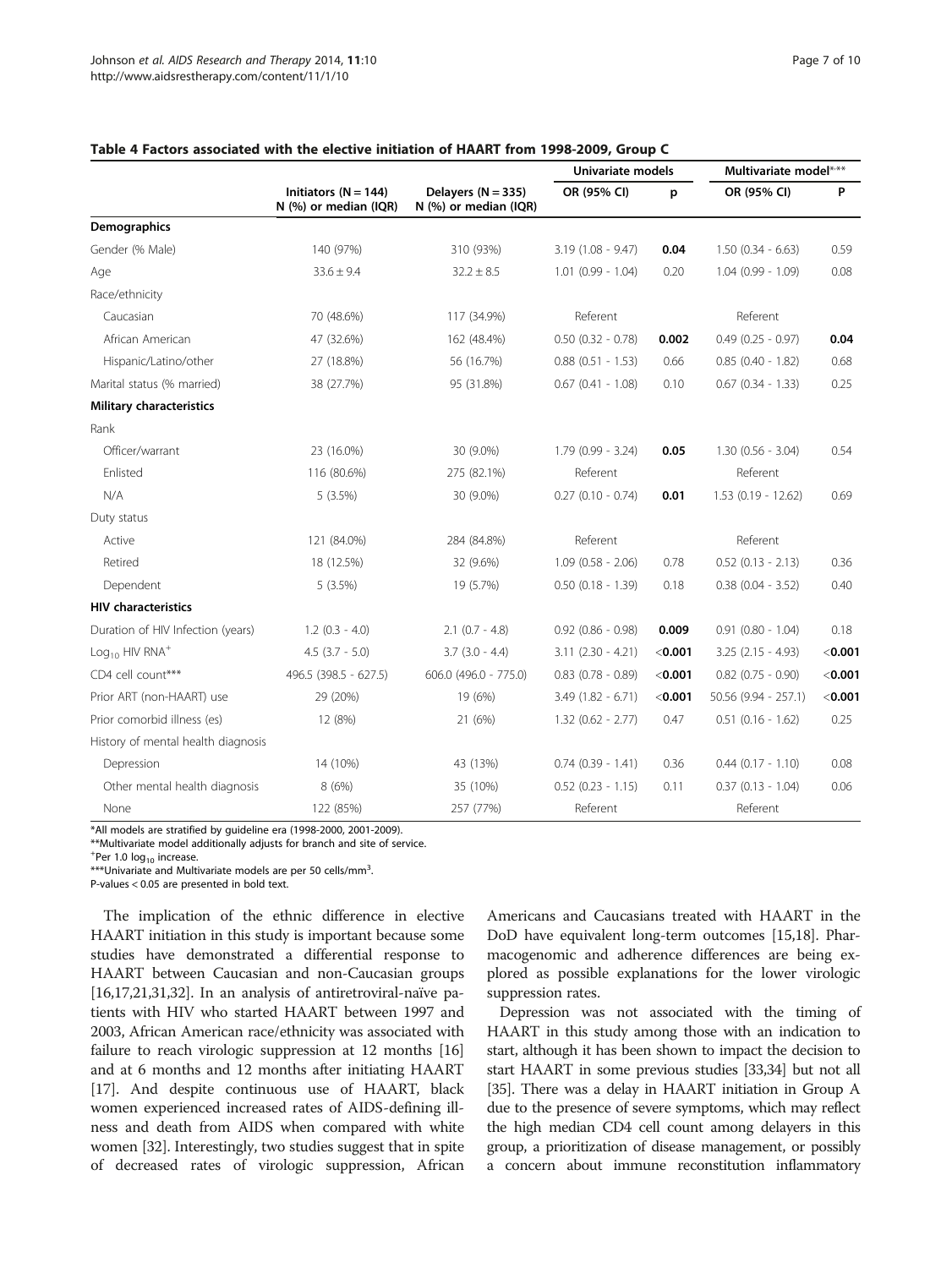**Table 4 Factors associated with the elective initiation of HAART from 1998-2009, Group C**

| | Initiators (N = 144) N (%) or median (IQR) | Delayers (N = 335) N (%) or median (IQR) | Univariate models | | Multivariate model*,** | |
|---|---|---|---|---|---|---|
| | | | OR (95% CI) | p | OR (95% CI) | P |
| **Demographics** | | | | | | |
| Gender (% Male) | 140 (97%) | 310 (93%) | 3.19 (1.08 - 9.47) | **0.04** | 1.50 (0.34 - 6.63) | 0.59 |
| Age | 33.6 ± 9.4 | 32.2 ± 8.5 | 1.01 (0.99 - 1.04) | 0.20 | 1.04 (0.99 - 1.09) | 0.08 |
| Race/ethnicity | | | | | | |
| Caucasian | 70 (48.6%) | 117 (34.9%) | Referent | | Referent | |
| African American | 47 (32.6%) | 162 (48.4%) | 0.50 (0.32 - 0.78) | **0.002** | 0.49 (0.25 - 0.97) | **0.04** |
| Hispanic/Latino/other | 27 (18.8%) | 56 (16.7%) | 0.88 (0.51 - 1.53) | 0.66 | 0.85 (0.40 - 1.82) | 0.68 |
| Marital status (% married) | 38 (27.7%) | 95 (31.8%) | 0.67 (0.41 - 1.08) | 0.10 | 0.67 (0.34 - 1.33) | 0.25 |
| **Military characteristics** | | | | | | |
| Rank | | | | | | |
| Officer/warrant | 23 (16.0%) | 30 (9.0%) | 1.79 (0.99 - 3.24) | **0.05** | 1.30 (0.56 - 3.04) | 0.54 |
| Enlisted | 116 (80.6%) | 275 (82.1%) | Referent | | Referent | |
| N/A | 5 (3.5%) | 30 (9.0%) | 0.27 (0.10 - 0.74) | **0.01** | 1.53 (0.19 - 12.62) | 0.69 |
| Duty status | | | | | | |
| Active | 121 (84.0%) | 284 (84.8%) | Referent | | Referent | |
| Retired | 18 (12.5%) | 32 (9.6%) | 1.09 (0.58 - 2.06) | 0.78 | 0.52 (0.13 - 2.13) | 0.36 |
| Dependent | 5 (3.5%) | 19 (5.7%) | 0.50 (0.18 - 1.39) | 0.18 | 0.38 (0.04 - 3.52) | 0.40 |
| **HIV characteristics** | | | | | | |
| Duration of HIV Infection (years) | 1.2 (0.3 - 4.0) | 2.1 (0.7 - 4.8) | 0.92 (0.86 - 0.98) | **0.009** | 0.91 (0.80 - 1.04) | 0.18 |
| $Log_{10}$ HIV RNA+ | 4.5 (3.7 - 5.0) | 3.7 (3.0 - 4.4) | 3.11 (2.30 - 4.21) | **<0.001** | 3.25 (2.15 - 4.93) | **<0.001** |
| CD4 cell count*** | 496.5 (398.5 - 627.5) | 606.0 (496.0 - 775.0) | 0.83 (0.78 - 0.89) | **<0.001** | 0.82 (0.75 - 0.90) | **<0.001** |
| Prior ART (non-HAART) use | 29 (20%) | 19 (6%) | 3.49 (1.82 - 6.71) | **<0.001** | 50.56 (9.94 - 257.1) | **<0.001** |
| Prior comorbid illness (es) | 12 (8%) | 21 (6%) | 1.32 (0.62 - 2.77) | 0.47 | 0.51 (0.16 - 1.62) | 0.25 |
| History of mental health diagnosis | | | | | | |
| Depression | 14 (10%) | 43 (13%) | 0.74 (0.39 - 1.41) | 0.36 | 0.44 (0.17 - 1.10) | 0.08 |
| Other mental health diagnosis | 8 (6%) | 35 (10%) | 0.52 (0.23 - 1.15) | 0.11 | 0.37 (0.13 - 1.04) | 0.06 |
| None | 122 (85%) | 257 (77%) | Referent | | Referent | |

*All models are stratified by guideline era (1998-2000, 2001-2009).
**Multivariate model additionally adjusts for branch and site of service.
+Per 1.0 $log_{10}$ increase.
***Univariate and Multivariate models are per 50 cells/mm$^3$.
P-values < 0.05 are presented in bold text.

The implication of the ethnic difference in elective HAART initiation in this study is important because some studies have demonstrated a differential response to HAART between Caucasian and non-Caucasian groups [16,17,21,31,32]. In an analysis of antiretroviral-naïve patients with HIV who started HAART between 1997 and 2003, African American race/ethnicity was associated with failure to reach virologic suppression at 12 months [16] and at 6 months and 12 months after initiating HAART [17]. And despite continuous use of HAART, black women experienced increased rates of AIDS-defining illness and death from AIDS when compared with white women [32]. Interestingly, two studies suggest that in spite of decreased rates of virologic suppression, African Americans and Caucasians treated with HAART in the DoD have equivalent long-term outcomes [15,18]. Pharmacogenomic and adherence differences are being explored as possible explanations for the lower virologic suppression rates.

Depression was not associated with the timing of HAART in this study among those with an indication to start, although it has been shown to impact the decision to start HAART in some previous studies [33,34] but not all [35]. There was a delay in HAART initiation in Group A due to the presence of severe symptoms, which may reflect the high median CD4 cell count among delayers in this group, a prioritization of disease management, or possibly a concern about immune reconstitution inflammatory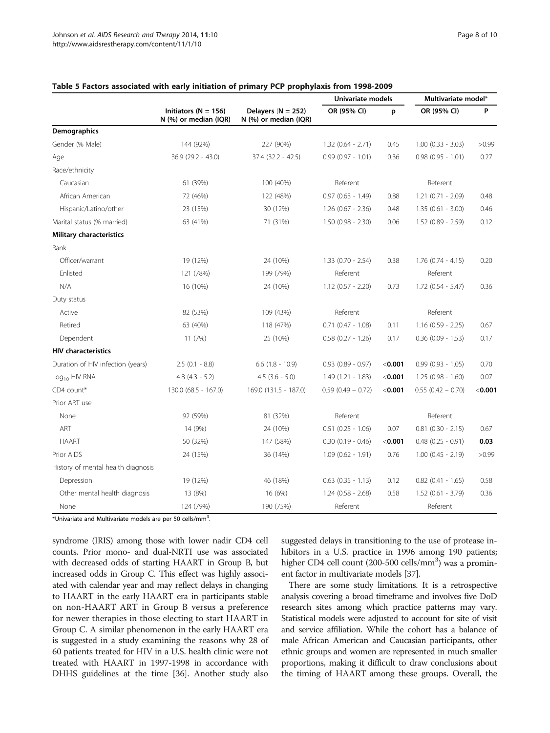**Table 5 Factors associated with early initiation of primary PCP prophylaxis from 1998-2009**

| | Initiators (N = 156) N (%) or median (IQR) | Delayers (N = 252) N (%) or median (IQR) | Univariate models | | Multivariate model* | |
|---|---|---|---|---|---|---|
| | | | OR (95% CI) | p | OR (95% CI) | P |
| **Demographics** | | | | | | |
| Gender (% Male) | 144 (92%) | 227 (90%) | 1.32 (0.64 - 2.71) | 0.45 | 1.00 (0.33 - 3.03) | >0.99 |
| Age | 36.9 (29.2 - 43.0) | 37.4 (32.2 - 42.5) | 0.99 (0.97 - 1.01) | 0.36 | 0.98 (0.95 - 1.01) | 0.27 |
| Race/ethnicity | | | | | | |
| Caucasian | 61 (39%) | 100 (40%) | Referent | | Referent | |
| African American | 72 (46%) | 122 (48%) | 0.97 (0.63 - 1.49) | 0.88 | 1.21 (0.71 - 2.09) | 0.48 |
| Hispanic/Latino/other | 23 (15%) | 30 (12%) | 1.26 (0.67 - 2.36) | 0.48 | 1.35 (0.61 - 3.00) | 0.46 |
| Marital status (% married) | 63 (41%) | 71 (31%) | 1.50 (0.98 - 2.30) | 0.06 | 1.52 (0.89 - 2.59) | 0.12 |
| **Military characteristics** | | | | | | |
| Rank | | | | | | |
| Officer/warrant | 19 (12%) | 24 (10%) | 1.33 (0.70 - 2.54) | 0.38 | 1.76 (0.74 - 4.15) | 0.20 |
| Enlisted | 121 (78%) | 199 (79%) | Referent | | Referent | |
| N/A | 16 (10%) | 24 (10%) | 1.12 (0.57 - 2.20) | 0.73 | 1.72 (0.54 - 5.47) | 0.36 |
| Duty status | | | | | | |
| Active | 82 (53%) | 109 (43%) | Referent | | Referent | |
| Retired | 63 (40%) | 118 (47%) | 0.71 (0.47 - 1.08) | 0.11 | 1.16 (0.59 - 2.25) | 0.67 |
| Dependent | 11 (7%) | 25 (10%) | 0.58 (0.27 - 1.26) | 0.17 | 0.36 (0.09 - 1.53) | 0.17 |
| **HIV characteristics** | | | | | | |
| Duration of HIV infection (years) | 2.5 (0.1 - 8.8) | 6.6 (1.8 - 10.9) | 0.93 (0.89 - 0.97) | **<0.001** | 0.99 (0.93 - 1.05) | 0.70 |
| $Log_{10}$ HIV RNA | 4.8 (4.3 - 5.2) | 4.5 (3.6 - 5.0) | 1.49 (1.21 - 1.83) | **<0.001** | 1.25 (0.98 - 1.60) | 0.07 |
| CD4 count* | 130.0 (68.5 - 167.0) | 169.0 (131.5 - 187.0) | 0.59 (0.49 – 0.72) | **<0.001** | 0.55 (0.42 – 0.70) | **<0.001** |
| Prior ART use | | | | | | |
| None | 92 (59%) | 81 (32%) | Referent | | Referent | |
| ART | 14 (9%) | 24 (10%) | 0.51 (0.25 - 1.06) | 0.07 | 0.81 (0.30 - 2.15) | 0.67 |
| HAART | 50 (32%) | 147 (58%) | 0.30 (0.19 - 0.46) | **<0.001** | 0.48 (0.25 - 0.91) | **0.03** |
| Prior AIDS | 24 (15%) | 36 (14%) | 1.09 (0.62 - 1.91) | 0.76 | 1.00 (0.45 - 2.19) | >0.99 |
| History of mental health diagnosis | | | | | | |
| Depression | 19 (12%) | 46 (18%) | 0.63 (0.35 - 1.13) | 0.12 | 0.82 (0.41 - 1.65) | 0.58 |
| Other mental health diagnosis | 13 (8%) | 16 (6%) | 1.24 (0.58 - 2.68) | 0.58 | 1.52 (0.61 - 3.79) | 0.36 |
| None | 124 (79%) | 190 (75%) | Referent | | Referent | |

*Univariate and Multivariate models are per 50 cells/mm$^3$.

syndrome (IRIS) among those with lower nadir CD4 cell counts. Prior mono- and dual-NRTI use was associated with decreased odds of starting HAART in Group B, but increased odds in Group C. This effect was highly associated with calendar year and may reflect delays in changing to HAART in the early HAART era in participants stable on non-HAART ART in Group B versus a preference for newer therapies in those electing to start HAART in Group C. A similar phenomenon in the early HAART era is suggested in a study examining the reasons why 28 of 60 patients treated for HIV in a U.S. health clinic were not treated with HAART in 1997-1998 in accordance with DHHS guidelines at the time [36]. Another study also suggested delays in transitioning to the use of protease inhibitors in a U.S. practice in 1996 among 190 patients; higher CD4 cell count (200-500 cells/mm$^3$) was a prominent factor in multivariate models [37].

There are some study limitations. It is a retrospective analysis covering a broad timeframe and involves five DoD research sites among which practice patterns may vary. Statistical models were adjusted to account for site of visit and service affiliation. While the cohort has a balance of male African American and Caucasian participants, other ethnic groups and women are represented in much smaller proportions, making it difficult to draw conclusions about the timing of HAART among these groups. Overall, the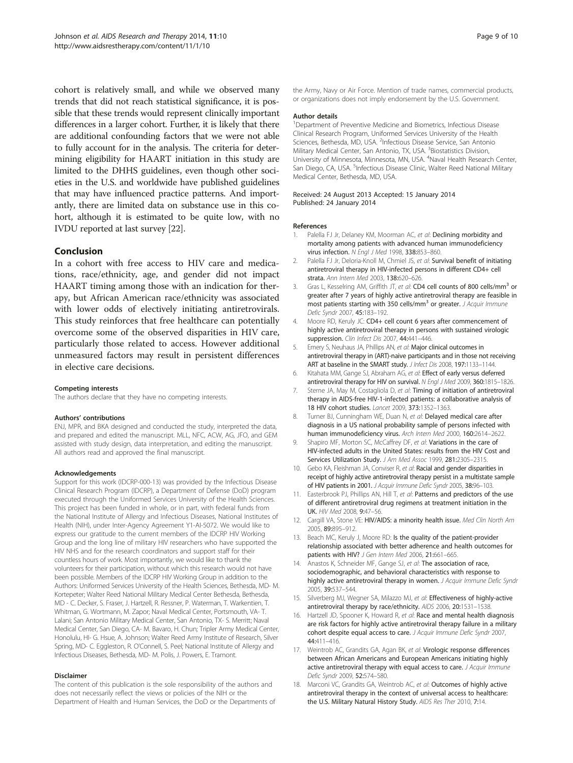cohort is relatively small, and while we observed many trends that did not reach statistical significance, it is possible that these trends would represent clinically important differences in a larger cohort. Further, it is likely that there are additional confounding factors that we were not able to fully account for in the analysis. The criteria for determining eligibility for HAART initiation in this study are limited to the DHHS guidelines, even though other societies in the U.S. and worldwide have published guidelines that may have influenced practice patterns. And importantly, there are limited data on substance use in this cohort, although it is estimated to be quite low, with no IVDU reported at last survey [22].

## Conclusion

In a cohort with free access to HIV care and medications, race/ethnicity, age, and gender did not impact HAART timing among those with an indication for therapy, but African American race/ethnicity was associated with lower odds of electively initiating antiretrovirals. This study reinforces that free healthcare can potentially overcome some of the observed disparities in HIV care, particularly those related to access. However additional unmeasured factors may result in persistent differences in elective care decisions.

#### Competing interests

The authors declare that they have no competing interests.

#### Authors' contributions

ENJ, MPR, and BKA designed and conducted the study, interpreted the data, and prepared and edited the manuscript. MLL, NFC, ACW, AG, JFO, and GEM assisted with study design, data interpretation, and editing the manuscript. All authors read and approved the final manuscript.

#### Acknowledgements

Support for this work (IDCRP-000-13) was provided by the Infectious Disease Clinical Research Program (IDCRP), a Department of Defense (DoD) program executed through the Uniformed Services University of the Health Sciences. This project has been funded in whole, or in part, with federal funds from the National Institute of Allergy and Infectious Diseases, National Institutes of Health (NIH), under Inter-Agency Agreement Y1-AI-5072. We would like to express our gratitude to the current members of the IDCRP HIV Working Group and the long line of military HIV researchers who have supported the HIV NHS and for the research coordinators and support staff for their countless hours of work. Most importantly, we would like to thank the volunteers for their participation, without which this research would not have been possible. Members of the IDCRP HIV Working Group in addition to the Authors: Uniformed Services University of the Health Sciences, Bethesda, MD- M. Kortepeter; Walter Reed National Military Medical Center Bethesda, Bethesda, MD - C. Decker, S. Fraser, J. Hartzell, R. Ressner, P. Waterman, T. Warkentien, T. Whitman, G. Wortmann, M. Zapor; Naval Medical Center, Portsmouth, VA- T. Lalani; San Antonio Military Medical Center, San Antonio, TX- S. Merritt; Naval Medical Center, San Diego, CA- M. Bavaro, H. Chun; Tripler Army Medical Center, Honolulu, HI- G. Hsue, A. Johnson; Walter Reed Army Institute of Research, Silver Spring, MD- C. Eggleston, R. O'Connell, S. Peel; National Institute of Allergy and Infectious Diseases, Bethesda, MD- M. Polis, J. Powers, E. Tramont.

#### Disclaimer

The content of this publication is the sole responsibility of the authors and does not necessarily reflect the views or policies of the NIH or the Department of Health and Human Services, the DoD or the Departments of the Army, Navy or Air Force. Mention of trade names, commercial products, or organizations does not imply endorsement by the U.S. Government.

#### Author details

[1]Department of Preventive Medicine and Biometrics, Infectious Disease Clinical Research Program, Uniformed Services University of the Health Sciences, Bethesda, MD, USA. [2]Infectious Disease Service, San Antonio Military Medical Center, San Antonio, TX, USA. [3]Biostatistics Division, University of Minnesota, Minnesota, MN, USA. [4]Naval Health Research Center, San Diego, CA, USA. [5]Infectious Disease Clinic, Walter Reed National Military Medical Center, Bethesda, MD, USA.

Received: 24 August 2013 Accepted: 15 January 2014
Published: 24 January 2014

#### References

1. Palella FJ Jr, Delaney KM, Moorman AC, *et al*: **Declining morbidity and mortality among patients with advanced human immunodeficiency virus infection.** *N Engl J Med* 1998, **338:**853–860.
2. Palella FJ Jr, Deloria-Knoll M, Chmiel JS, *et al*: **Survival benefit of initiating antiretroviral therapy in HIV-infected persons in different CD4+ cell strata.** *Ann Intern Med* 2003, **138:**620–626.
3. Gras L, Kesselring AM, Griffith JT, *et al*: **CD4 cell counts of 800 cells/mm$^3$ or greater after 7 years of highly active antiretroviral therapy are feasible in most patients starting with 350 cells/mm$^3$ or greater.** *J Acquir Immune Defic Syndr* 2007, **45:**183–192.
4. Moore RD, Keruly JC: **CD4+ cell count 6 years after commencement of highly active antiretroviral therapy in persons with sustained virologic suppression.** *Clin Infect Dis* 2007, **44:**441–446.
5. Emery S, Neuhaus JA, Phillips AN, *et al*: **Major clinical outcomes in antiretroviral therapy in (ART)-naive participants and in those not receiving ART at baseline in the SMART study.** *J Infect Dis* 2008, **197:**1133–1144.
6. Kitahata MM, Gange SJ, Abraham AG, *et al*: **Effect of early versus deferred antiretroviral therapy for HIV on survival.** *N Engl J Med* 2009, **360:**1815–1826.
7. Sterne JA, May M, Costagliola D, *et al*: **Timing of initiation of antiretroviral therapy in AIDS-free HIV-1-infected patients: a collaborative analysis of 18 HIV cohort studies.** *Lancet* 2009, **373:**1352–1363.
8. Turner BJ, Cunningham WE, Duan N, *et al*: **Delayed medical care after diagnosis in a US national probability sample of persons infected with human immunodeficiency virus.** *Arch Intern Med* 2000, **160:**2614–2622.
9. Shapiro MF, Morton SC, McCaffrey DF, *et al*: **Variations in the care of HIV-infected adults in the United States: results from the HIV Cost and Services Utilization Study.** *J Am Med Assoc* 1999, **281:**2305–2315.
10. Gebo KA, Fleishman JA, Conviser R, *et al*: **Racial and gender disparities in receipt of highly active antiretroviral therapy persist in a multistate sample of HIV patients in 2001.** *J Acquir Immune Defic Syndr* 2005, **38:**96–103.
11. Easterbrook PJ, Phillips AN, Hill T, *et al*: **Patterns and predictors of the use of different antiretroviral drug regimens at treatment initiation in the UK.** *HIV Med* 2008, **9:**47–56.
12. Cargill VA, Stone VE: **HIV/AIDS: a minority health issue.** *Med Clin North Am* 2005, **89:**895–912.
13. Beach MC, Keruly J, Moore RD: **Is the quality of the patient-provider relationship associated with better adherence and health outcomes for patients with HIV?** *J Gen Intern Med* 2006, **21:**661–665.
14. Anastos K, Schneider MF, Gange SJ, *et al*: **The association of race, sociodemographic, and behavioral characteristics with response to highly active antiretroviral therapy in women.** *J Acquir Immune Defic Syndr* 2005, **39:**537–544.
15. Silverberg MJ, Wegner SA, Milazzo MJ, *et al*: **Effectiveness of highly-active antiretroviral therapy by race/ethnicity.** *AIDS* 2006, **20:**1531–1538.
16. Hartzell JD, Spooner K, Howard R, *et al*: **Race and mental health diagnosis are risk factors for highly active antiretroviral therapy failure in a military cohort despite equal access to care.** *J Acquir Immune Defic Syndr* 2007, **44:**411–416.
17. Weintrob AC, Grandits GA, Agan BK, *et al*: **Virologic response differences between African Americans and European Americans initiating highly active antiretroviral therapy with equal access to care.** *J Acquir Immune Defic Syndr* 2009, **52:**574–580.
18. Marconi VC, Grandits GA, Weintrob AC, *et al*: **Outcomes of highly active antiretroviral therapy in the context of universal access to healthcare: the U.S. Military Natural History Study.** *AIDS Res Ther* 2010, **7:**14.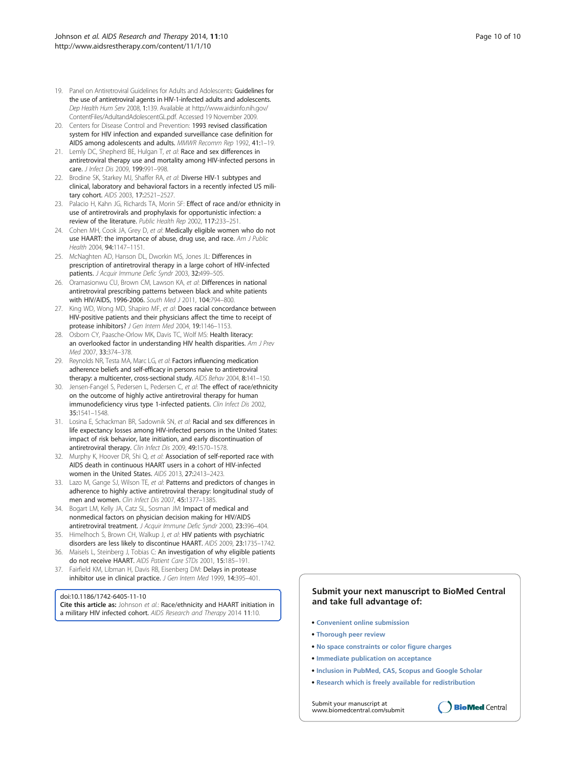19. Panel on Antiretroviral Guidelines for Adults and Adolescents: **Guidelines for the use of antiretroviral agents in HIV-1-infected adults and adolescents.** *Dep Health Hum Serv* 2008, **1:**139. Available at http://www.aidsinfo.nih.gov/ContentFiles/AdultandAdolescentGL.pdf. Accessed 19 November 2009.
20. Centers for Disease Control and Prevention: **1993 revised classification system for HIV infection and expanded surveillance case definition for AIDS among adolescents and adults.** *MMWR Recomm Rep* 1992, **41:**1–19.
21. Lemly DC, Shepherd BE, Hulgan T, *et al*: **Race and sex differences in antiretroviral therapy use and mortality among HIV-infected persons in care.** *J Infect Dis* 2009, **199:**991–998.
22. Brodine SK, Starkey MJ, Shaffer RA, *et al*: **Diverse HIV-1 subtypes and clinical, laboratory and behavioral factors in a recently infected US military cohort.** *AIDS* 2003, **17:**2521–2527.
23. Palacio H, Kahn JG, Richards TA, Morin SF: **Effect of race and/or ethnicity in use of antiretrovirals and prophylaxis for opportunistic infection: a review of the literature.** *Public Health Rep* 2002, **117:**233–251.
24. Cohen MH, Cook JA, Grey D, *et al*: **Medically eligible women who do not use HAART: the importance of abuse, drug use, and race.** *Am J Public Health* 2004, **94:**1147–1151.
25. McNaghten AD, Hanson DL, Dworkin MS, Jones JL: **Differences in prescription of antiretroviral therapy in a large cohort of HIV-infected patients.** *J Acquir Immune Defic Syndr* 2003, **32:**499–505.
26. Oramasionwu CU, Brown CM, Lawson KA, *et al*: **Differences in national antiretroviral prescribing patterns between black and white patients with HIV/AIDS, 1996-2006.** *South Med J* 2011, **104:**794–800.
27. King WD, Wong MD, Shapiro MF, *et al*: **Does racial concordance between HIV-positive patients and their physicians affect the time to receipt of protease inhibitors?** *J Gen Intern Med* 2004, **19:**1146–1153.
28. Osborn CY, Paasche-Orlow MK, Davis TC, Wolf MS: **Health literacy: an overlooked factor in understanding HIV health disparities.** *Am J Prev Med* 2007, **33:**374–378.
29. Reynolds NR, Testa MA, Marc LG, *et al*: **Factors influencing medication adherence beliefs and self-efficacy in persons naive to antiretroviral therapy: a multicenter, cross-sectional study.** *AIDS Behav* 2004, **8:**141–150.
30. Jensen-Fangel S, Pedersen L, Pedersen C, *et al*: **The effect of race/ethnicity on the outcome of highly active antiretroviral therapy for human immunodeficiency virus type 1-infected patients.** *Clin Infect Dis* 2002, **35:**1541–1548.
31. Losina E, Schackman BR, Sadownik SN, *et al*: **Racial and sex differences in life expectancy losses among HIV-infected persons in the United States: impact of risk behavior, late initiation, and early discontinuation of antiretroviral therapy.** *Clin Infect Dis* 2009, **49:**1570–1578.
32. Murphy K, Hoover DR, Shi Q, *et al*: **Association of self-reported race with AIDS death in continuous HAART users in a cohort of HIV-infected women in the United States.** *AIDS* 2013, **27:**2413–2423.
33. Lazo M, Gange SJ, Wilson TE, *et al*: **Patterns and predictors of changes in adherence to highly active antiretroviral therapy: longitudinal study of men and women.** *Clin Infect Dis* 2007, **45:**1377–1385.
34. Bogart LM, Kelly JA, Catz SL, Sosman JM: **Impact of medical and nonmedical factors on physician decision making for HIV/AIDS antiretroviral treatment.** *J Acquir Immune Defic Syndr* 2000, **23:**396–404.
35. Himelhoch S, Brown CH, Walkup J, *et al*: **HIV patients with psychiatric disorders are less likely to discontinue HAART.** *AIDS* 2009, **23:**1735–1742.
36. Maisels L, Steinberg J, Tobias C: **An investigation of why eligible patients do not receive HAART.** *AIDS Patient Care STDs* 2001, **15:**185–191.
37. Fairfield KM, Libman H, Davis RB, Eisenberg DM: **Delays in protease inhibitor use in clinical practice.** *J Gen Intern Med* 1999, **14:**395–401.

doi:10.1186/1742-6405-11-10
**Cite this article as:** Johnson *et al.*: Race/ethnicity and HAART initiation in a military HIV infected cohort. *AIDS Research and Therapy* 2014 **11**:10.

**Submit your next manuscript to BioMed Central and take full advantage of:**

- **Convenient online submission**
- **Thorough peer review**
- **No space constraints or color figure charges**
- **Immediate publication on acceptance**
- **Inclusion in PubMed, CAS, Scopus and Google Scholar**
- **Research which is freely available for redistribution**

Submit your manuscript at
www.biomedcentral.com/submit

BioMed Central